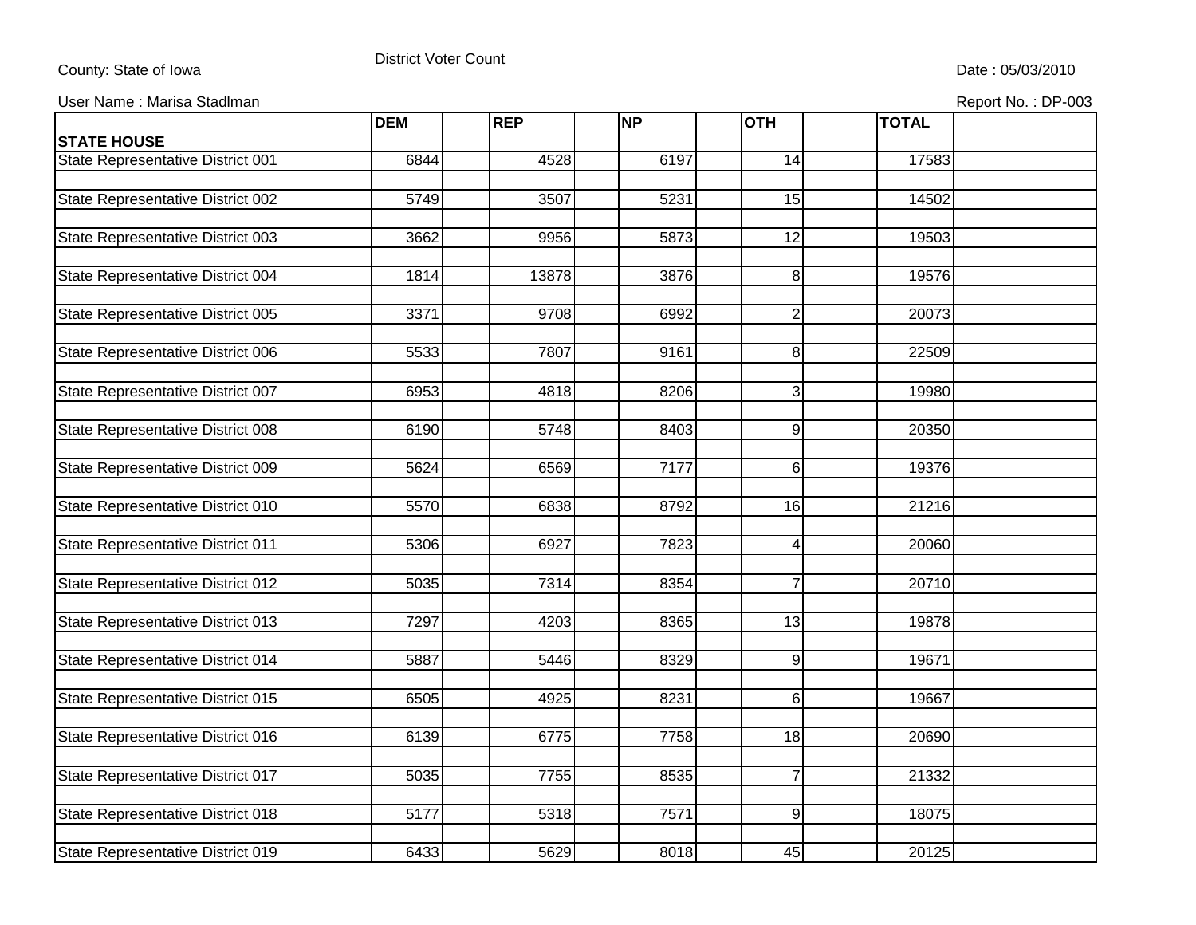County: State of Iowa

District Voter Count

Date : 05/03/2010

User Name : Marisa Stadlman

Report No. : DP-003

| | DEM | REP | NP | OTH | TOTAL |
|---|---|---|---|---|---|
| **STATE HOUSE** | | | | | |
| State Representative District 001 | 6844 | 4528 | 6197 | 14 | 17583 |
| State Representative District 002 | 5749 | 3507 | 5231 | 15 | 14502 |
| State Representative District 003 | 3662 | 9956 | 5873 | 12 | 19503 |
| State Representative District 004 | 1814 | 13878 | 3876 | 8 | 19576 |
| State Representative District 005 | 3371 | 9708 | 6992 | 2 | 20073 |
| State Representative District 006 | 5533 | 7807 | 9161 | 8 | 22509 |
| State Representative District 007 | 6953 | 4818 | 8206 | 3 | 19980 |
| State Representative District 008 | 6190 | 5748 | 8403 | 9 | 20350 |
| State Representative District 009 | 5624 | 6569 | 7177 | 6 | 19376 |
| State Representative District 010 | 5570 | 6838 | 8792 | 16 | 21216 |
| State Representative District 011 | 5306 | 6927 | 7823 | 4 | 20060 |
| State Representative District 012 | 5035 | 7314 | 8354 | 7 | 20710 |
| State Representative District 013 | 7297 | 4203 | 8365 | 13 | 19878 |
| State Representative District 014 | 5887 | 5446 | 8329 | 9 | 19671 |
| State Representative District 015 | 6505 | 4925 | 8231 | 6 | 19667 |
| State Representative District 016 | 6139 | 6775 | 7758 | 18 | 20690 |
| State Representative District 017 | 5035 | 7755 | 8535 | 7 | 21332 |
| State Representative District 018 | 5177 | 5318 | 7571 | 9 | 18075 |
| State Representative District 019 | 6433 | 5629 | 8018 | 45 | 20125 |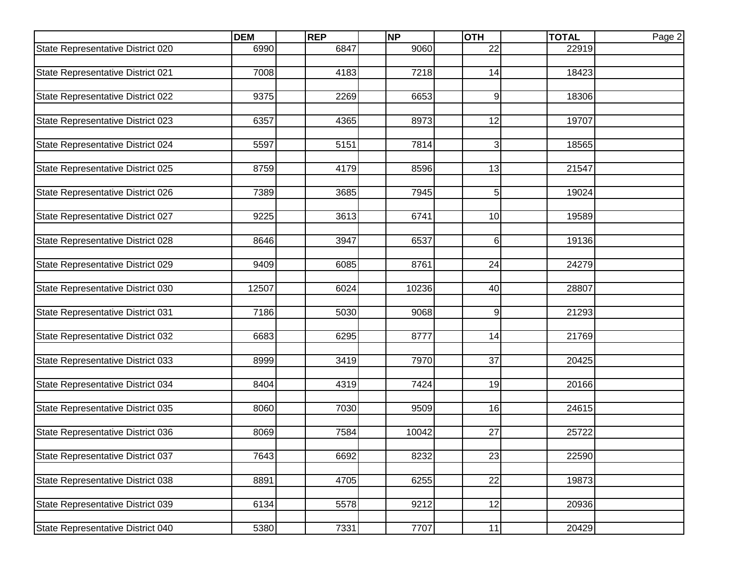| | DEM | REP | NP | OTH | TOTAL |
|---|---|---|---|---|---|
| State Representative District 020 | 6990 | 6847 | 9060 | 22 | 22919 |
| State Representative District 021 | 7008 | 4183 | 7218 | 14 | 18423 |
| State Representative District 022 | 9375 | 2269 | 6653 | 9 | 18306 |
| State Representative District 023 | 6357 | 4365 | 8973 | 12 | 19707 |
| State Representative District 024 | 5597 | 5151 | 7814 | 3 | 18565 |
| State Representative District 025 | 8759 | 4179 | 8596 | 13 | 21547 |
| State Representative District 026 | 7389 | 3685 | 7945 | 5 | 19024 |
| State Representative District 027 | 9225 | 3613 | 6741 | 10 | 19589 |
| State Representative District 028 | 8646 | 3947 | 6537 | 6 | 19136 |
| State Representative District 029 | 9409 | 6085 | 8761 | 24 | 24279 |
| State Representative District 030 | 12507 | 6024 | 10236 | 40 | 28807 |
| State Representative District 031 | 7186 | 5030 | 9068 | 9 | 21293 |
| State Representative District 032 | 6683 | 6295 | 8777 | 14 | 21769 |
| State Representative District 033 | 8999 | 3419 | 7970 | 37 | 20425 |
| State Representative District 034 | 8404 | 4319 | 7424 | 19 | 20166 |
| State Representative District 035 | 8060 | 7030 | 9509 | 16 | 24615 |
| State Representative District 036 | 8069 | 7584 | 10042 | 27 | 25722 |
| State Representative District 037 | 7643 | 6692 | 8232 | 23 | 22590 |
| State Representative District 038 | 8891 | 4705 | 6255 | 22 | 19873 |
| State Representative District 039 | 6134 | 5578 | 9212 | 12 | 20936 |
| State Representative District 040 | 5380 | 7331 | 7707 | 11 | 20429 |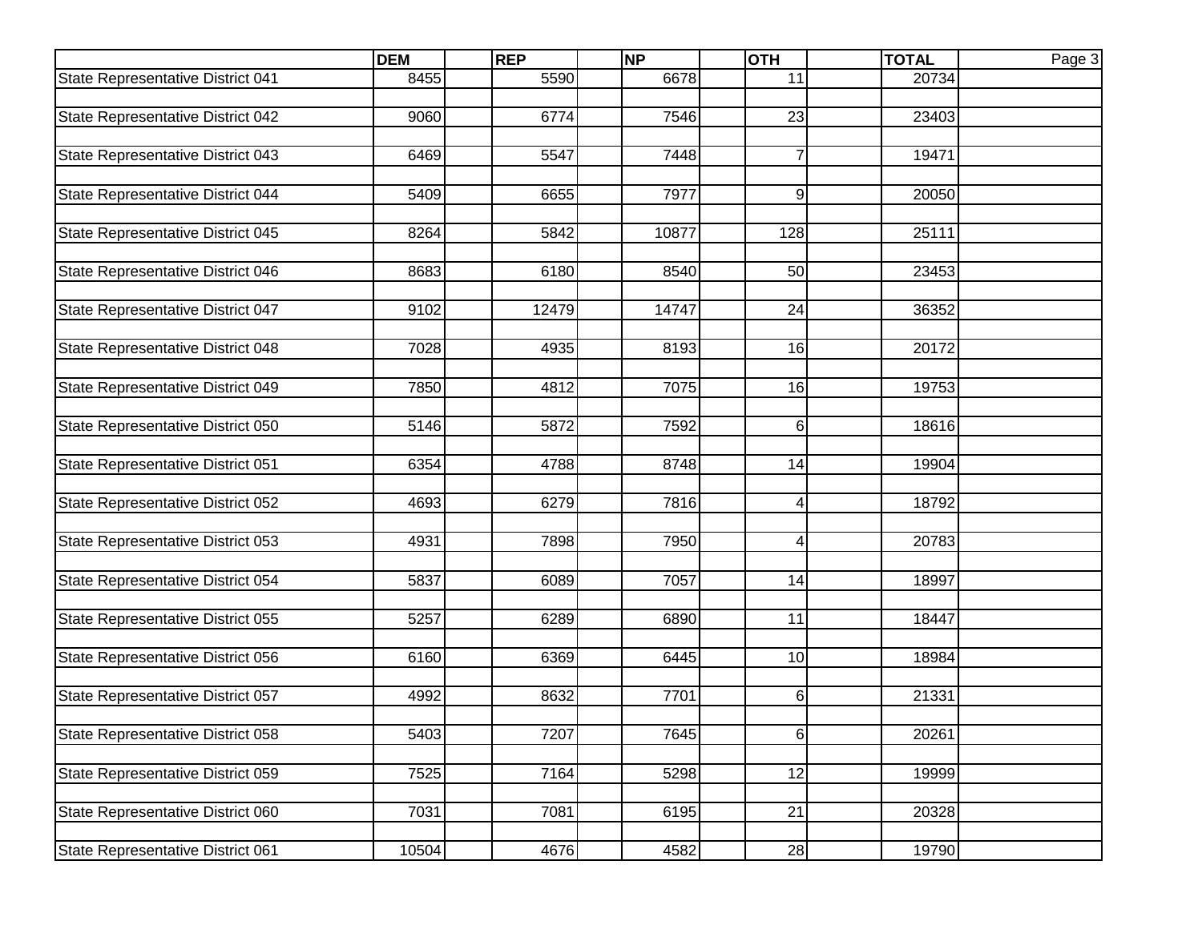| | DEM | REP | NP | OTH | TOTAL |
|---|---|---|---|---|---|
| State Representative District 041 | 8455 | 5590 | 6678 | 11 | 20734 |
| State Representative District 042 | 9060 | 6774 | 7546 | 23 | 23403 |
| State Representative District 043 | 6469 | 5547 | 7448 | 7 | 19471 |
| State Representative District 044 | 5409 | 6655 | 7977 | 9 | 20050 |
| State Representative District 045 | 8264 | 5842 | 10877 | 128 | 25111 |
| State Representative District 046 | 8683 | 6180 | 8540 | 50 | 23453 |
| State Representative District 047 | 9102 | 12479 | 14747 | 24 | 36352 |
| State Representative District 048 | 7028 | 4935 | 8193 | 16 | 20172 |
| State Representative District 049 | 7850 | 4812 | 7075 | 16 | 19753 |
| State Representative District 050 | 5146 | 5872 | 7592 | 6 | 18616 |
| State Representative District 051 | 6354 | 4788 | 8748 | 14 | 19904 |
| State Representative District 052 | 4693 | 6279 | 7816 | 4 | 18792 |
| State Representative District 053 | 4931 | 7898 | 7950 | 4 | 20783 |
| State Representative District 054 | 5837 | 6089 | 7057 | 14 | 18997 |
| State Representative District 055 | 5257 | 6289 | 6890 | 11 | 18447 |
| State Representative District 056 | 6160 | 6369 | 6445 | 10 | 18984 |
| State Representative District 057 | 4992 | 8632 | 7701 | 6 | 21331 |
| State Representative District 058 | 5403 | 7207 | 7645 | 6 | 20261 |
| State Representative District 059 | 7525 | 7164 | 5298 | 12 | 19999 |
| State Representative District 060 | 7031 | 7081 | 6195 | 21 | 20328 |
| State Representative District 061 | 10504 | 4676 | 4582 | 28 | 19790 |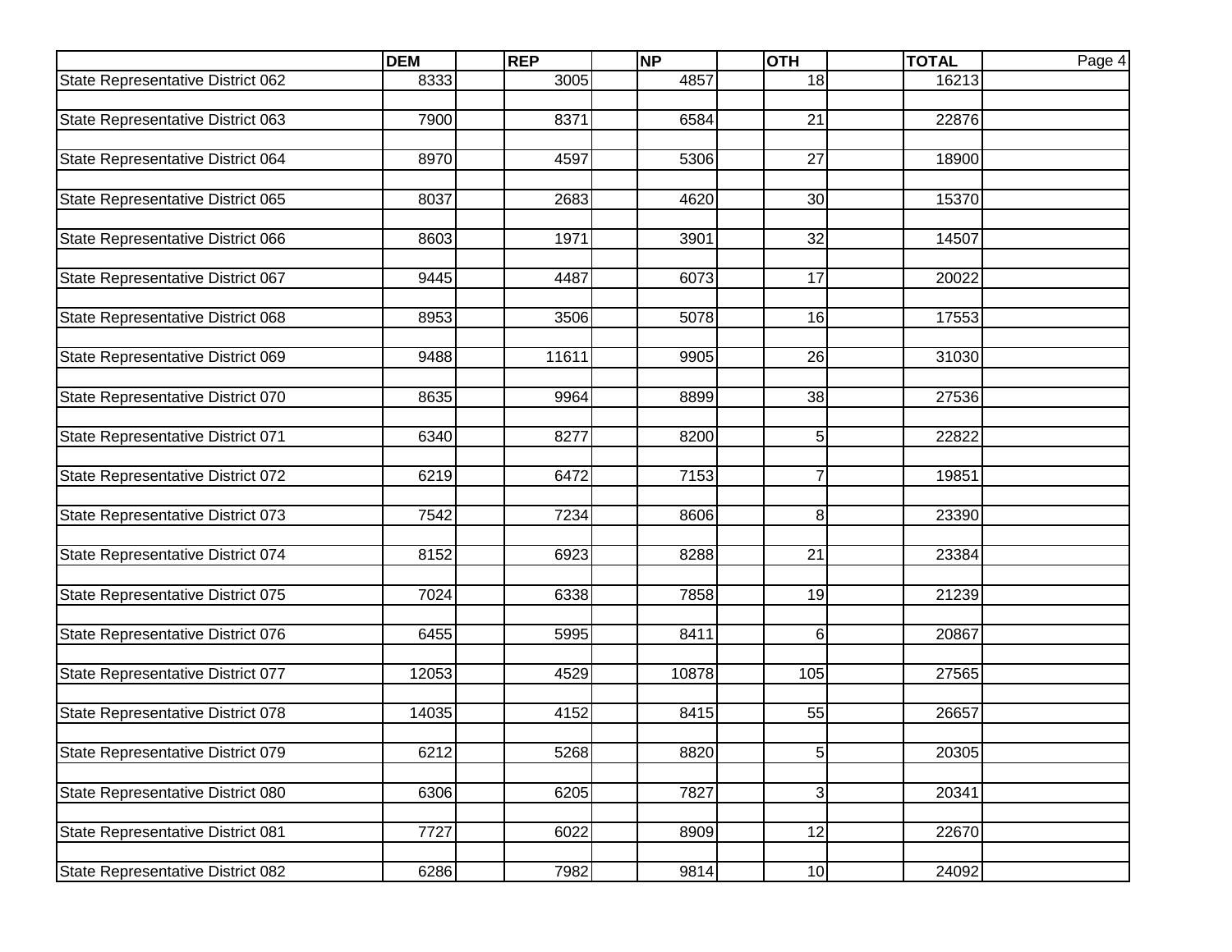| | DEM | REP | NP | OTH | TOTAL |
|---|---|---|---|---|---|
| State Representative District 062 | 8333 | 3005 | 4857 | 18 | 16213 |
| State Representative District 063 | 7900 | 8371 | 6584 | 21 | 22876 |
| State Representative District 064 | 8970 | 4597 | 5306 | 27 | 18900 |
| State Representative District 065 | 8037 | 2683 | 4620 | 30 | 15370 |
| State Representative District 066 | 8603 | 1971 | 3901 | 32 | 14507 |
| State Representative District 067 | 9445 | 4487 | 6073 | 17 | 20022 |
| State Representative District 068 | 8953 | 3506 | 5078 | 16 | 17553 |
| State Representative District 069 | 9488 | 11611 | 9905 | 26 | 31030 |
| State Representative District 070 | 8635 | 9964 | 8899 | 38 | 27536 |
| State Representative District 071 | 6340 | 8277 | 8200 | 5 | 22822 |
| State Representative District 072 | 6219 | 6472 | 7153 | 7 | 19851 |
| State Representative District 073 | 7542 | 7234 | 8606 | 8 | 23390 |
| State Representative District 074 | 8152 | 6923 | 8288 | 21 | 23384 |
| State Representative District 075 | 7024 | 6338 | 7858 | 19 | 21239 |
| State Representative District 076 | 6455 | 5995 | 8411 | 6 | 20867 |
| State Representative District 077 | 12053 | 4529 | 10878 | 105 | 27565 |
| State Representative District 078 | 14035 | 4152 | 8415 | 55 | 26657 |
| State Representative District 079 | 6212 | 5268 | 8820 | 5 | 20305 |
| State Representative District 080 | 6306 | 6205 | 7827 | 3 | 20341 |
| State Representative District 081 | 7727 | 6022 | 8909 | 12 | 22670 |
| State Representative District 082 | 6286 | 7982 | 9814 | 10 | 24092 |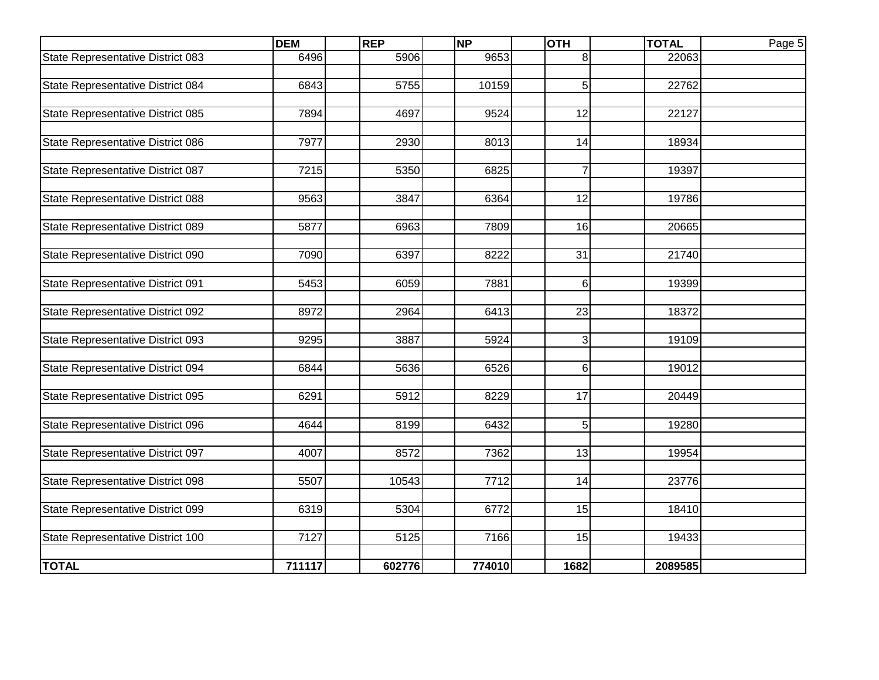| | DEM | REP | NP | OTH | TOTAL |
|---|---|---|---|---|---|
| State Representative District 083 | 6496 | 5906 | 9653 | 8 | 22063 |
| State Representative District 084 | 6843 | 5755 | 10159 | 5 | 22762 |
| State Representative District 085 | 7894 | 4697 | 9524 | 12 | 22127 |
| State Representative District 086 | 7977 | 2930 | 8013 | 14 | 18934 |
| State Representative District 087 | 7215 | 5350 | 6825 | 7 | 19397 |
| State Representative District 088 | 9563 | 3847 | 6364 | 12 | 19786 |
| State Representative District 089 | 5877 | 6963 | 7809 | 16 | 20665 |
| State Representative District 090 | 7090 | 6397 | 8222 | 31 | 21740 |
| State Representative District 091 | 5453 | 6059 | 7881 | 6 | 19399 |
| State Representative District 092 | 8972 | 2964 | 6413 | 23 | 18372 |
| State Representative District 093 | 9295 | 3887 | 5924 | 3 | 19109 |
| State Representative District 094 | 6844 | 5636 | 6526 | 6 | 19012 |
| State Representative District 095 | 6291 | 5912 | 8229 | 17 | 20449 |
| State Representative District 096 | 4644 | 8199 | 6432 | 5 | 19280 |
| State Representative District 097 | 4007 | 8572 | 7362 | 13 | 19954 |
| State Representative District 098 | 5507 | 10543 | 7712 | 14 | 23776 |
| State Representative District 099 | 6319 | 5304 | 6772 | 15 | 18410 |
| State Representative District 100 | 7127 | 5125 | 7166 | 15 | 19433 |
| **TOTAL** | **711117** | **602776** | **774010** | **1682** | **2089585** |